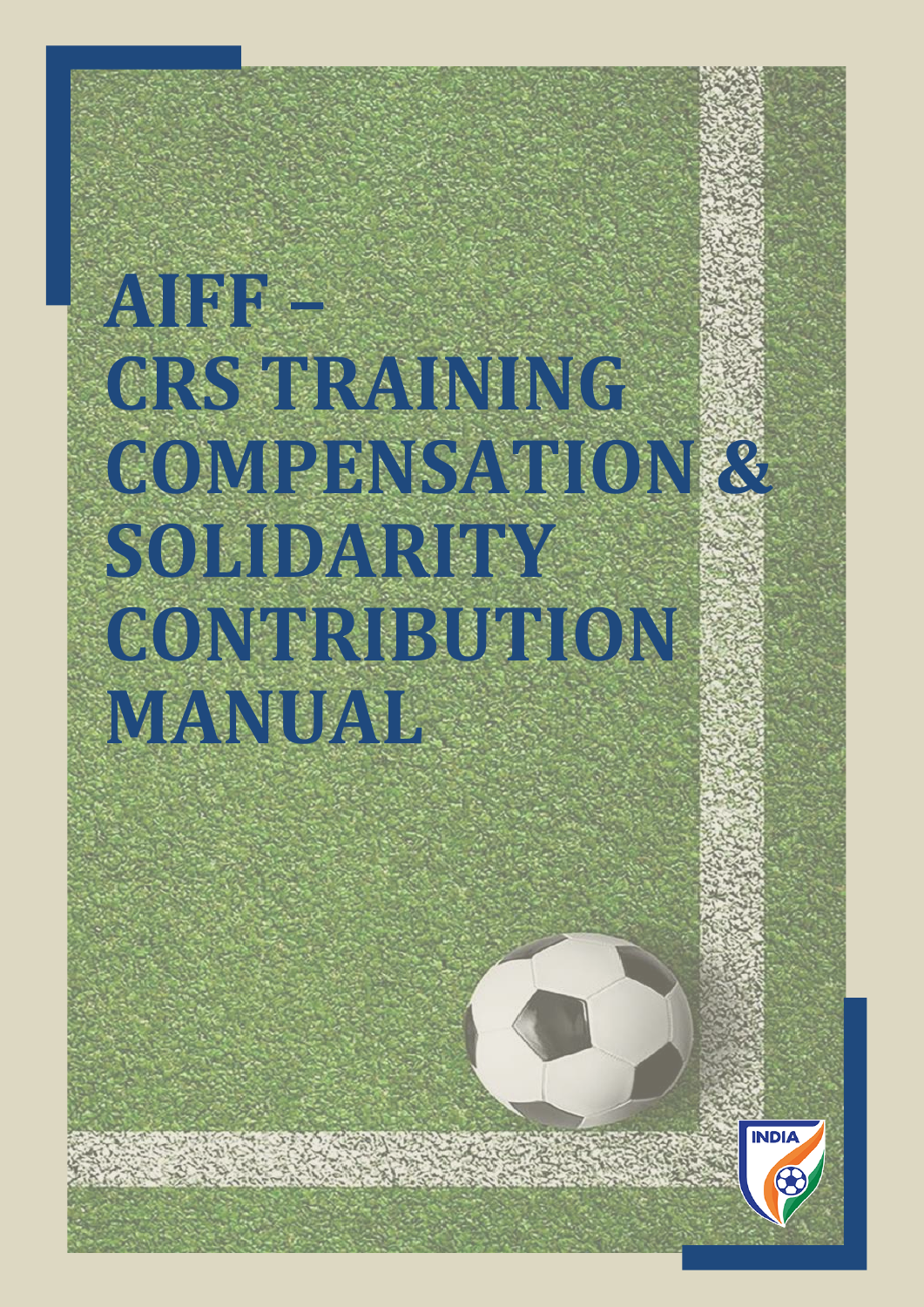# AIFF – CRS TRAINING COMPENSATION & SOLIDARITY CONTRIBUTION MANUAL

INDIA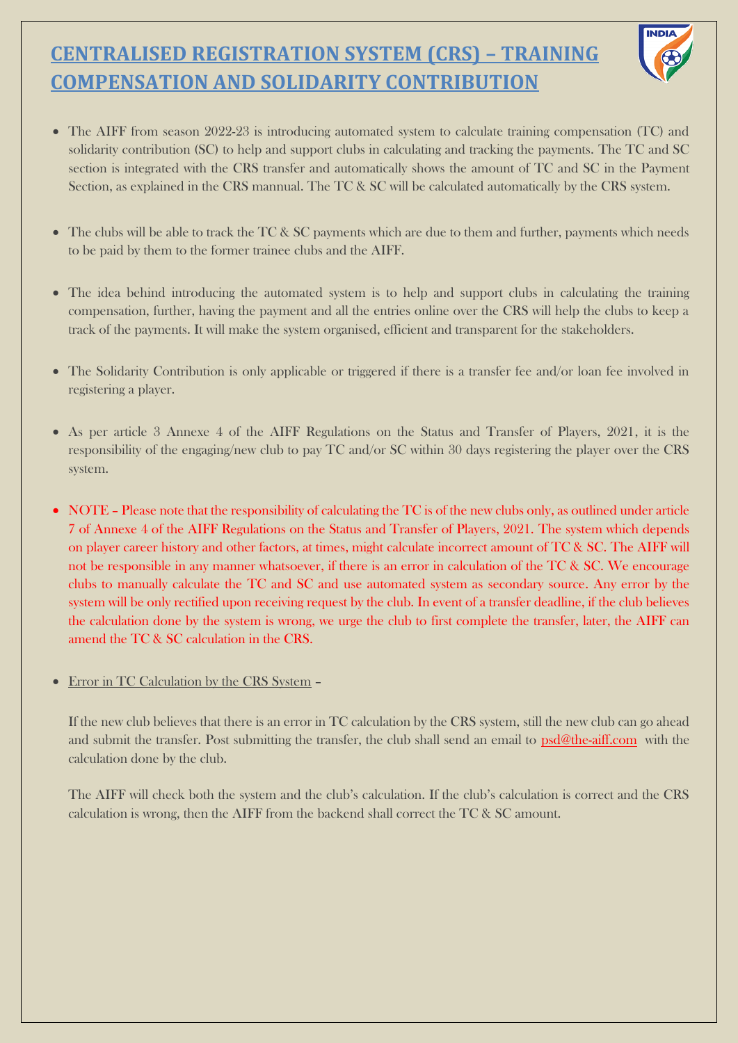# CENTRALISED REGISTRATION SYSTEM (CRS) – TRAINING COMPENSATION AND SOLIDARITY CONTRIBUTION

- The AIFF from season 2022-23 is introducing automated system to calculate training compensation (TC) and solidarity contribution (SC) to help and support clubs in calculating and tracking the payments. The TC and SC section is integrated with the CRS transfer and automatically shows the amount of TC and SC in the Payment Section, as explained in the CRS mannual. The TC & SC will be calculated automatically by the CRS system.

- The clubs will be able to track the TC & SC payments which are due to them and further, payments which needs to be paid by them to the former trainee clubs and the AIFF.

- The idea behind introducing the automated system is to help and support clubs in calculating the training compensation, further, having the payment and all the entries online over the CRS will help the clubs to keep a track of the payments. It will make the system organised, efficient and transparent for the stakeholders.

- The Solidarity Contribution is only applicable or triggered if there is a transfer fee and/or loan fee involved in registering a player.

- As per article 3 Annexe 4 of the AIFF Regulations on the Status and Transfer of Players, 2021, it is the responsibility of the engaging/new club to pay TC and/or SC within 30 days registering the player over the CRS system.

- NOTE – Please note that the responsibility of calculating the TC is of the new clubs only, as outlined under article 7 of Annexe 4 of the AIFF Regulations on the Status and Transfer of Players, 2021. The system which depends on player career history and other factors, at times, might calculate incorrect amount of TC & SC. The AIFF will not be responsible in any manner whatsoever, if there is an error in calculation of the TC & SC. We encourage clubs to manually calculate the TC and SC and use automated system as secondary source. Any error by the system will be only rectified upon receiving request by the club. In event of a transfer deadline, if the club believes the calculation done by the system is wrong, we urge the club to first complete the transfer, later, the AIFF can amend the TC & SC calculation in the CRS.

- Error in TC Calculation by the CRS System –

  If the new club believes that there is an error in TC calculation by the CRS system, still the new club can go ahead and submit the transfer. Post submitting the transfer, the club shall send an email to psd@the-aiff.com with the calculation done by the club.

  The AIFF will check both the system and the club's calculation. If the club's calculation is correct and the CRS calculation is wrong, then the AIFF from the backend shall correct the TC & SC amount.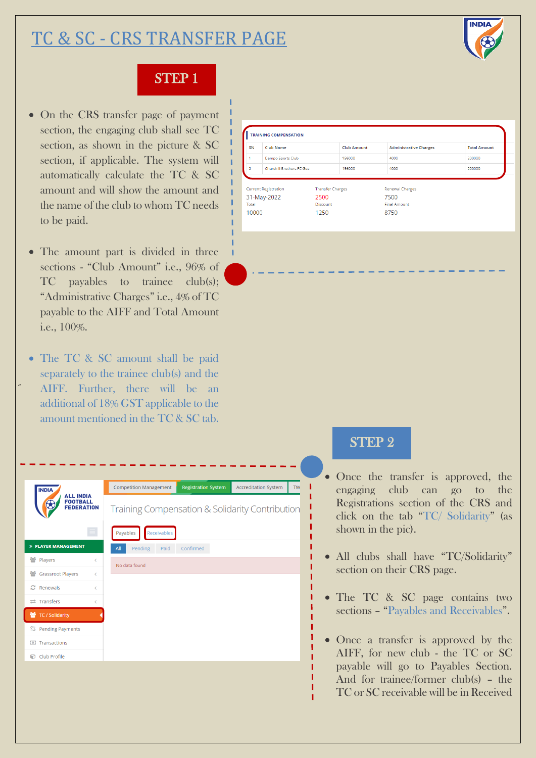# TC & SC - CRS TRANSFER PAGE

## STEP 1

- On the CRS transfer page of payment section, the engaging club shall see TC section, as shown in the picture & SC section, if applicable. The system will automatically calculate the TC & SC amount and will show the amount and the name of the club to whom TC needs to be paid.

- The amount part is divided in three sections - "Club Amount" i.e., 96% of TC payables to trainee club(s); "Administrative Charges" i.e., 4% of TC payable to the AIFF and Total Amount i.e., 100%.

- The TC & SC amount shall be paid separately to the trainee club(s) and the AIFF. Further, there will be an additional of 18% GST applicable to the amount mentioned in the TC & SC tab.

**TRAINING COMPENSATION**

| SN | Club Name | Club Amount | Administrative Charges | Total Amount |
|---|---|---|---|---|
| 1 | Dempo Sports Club | 196000 | 4000 | 200000 |
| 2 | Churchill Brothers FC Goa | 196000 | 4000 | 200000 |

| Current Registration | Transfer Charges | Renewal Charges |
|---|---|---|
| 31-May-2022 | 2500 | 7500 |
| **Total** | **Discount** | **Final Amount** |
| 10000 | 1250 | 8750 |

## STEP 2

- Once the transfer is approved, the engaging club can go to the Registrations section of the CRS and click on the tab "TC/ Solidarity" (as shown in the pic).

- All clubs shall have "TC/Solidarity" section on their CRS page.

- The TC & SC page contains two sections – "Payables and Receivables".

- Once a transfer is approved by the AIFF, for new club - the TC or SC payable will go to Payables Section. And for trainee/former club(s) – the TC or SC receivable will be in Received

Competition Management | Registration System | Accreditation System | TW

ALL INDIA FOOTBALL FEDERATION

**Training Compensation & Solidarity Contribution**

Payables | Receivables

All | Pending | Paid | Confirmed

No data found

» PLAYER MANAGEMENT
- Players
- Grassroot Players
- Renewals
- Transfers
- TC / Solidarity
- Pending Payments
- Transactions
- Club Profile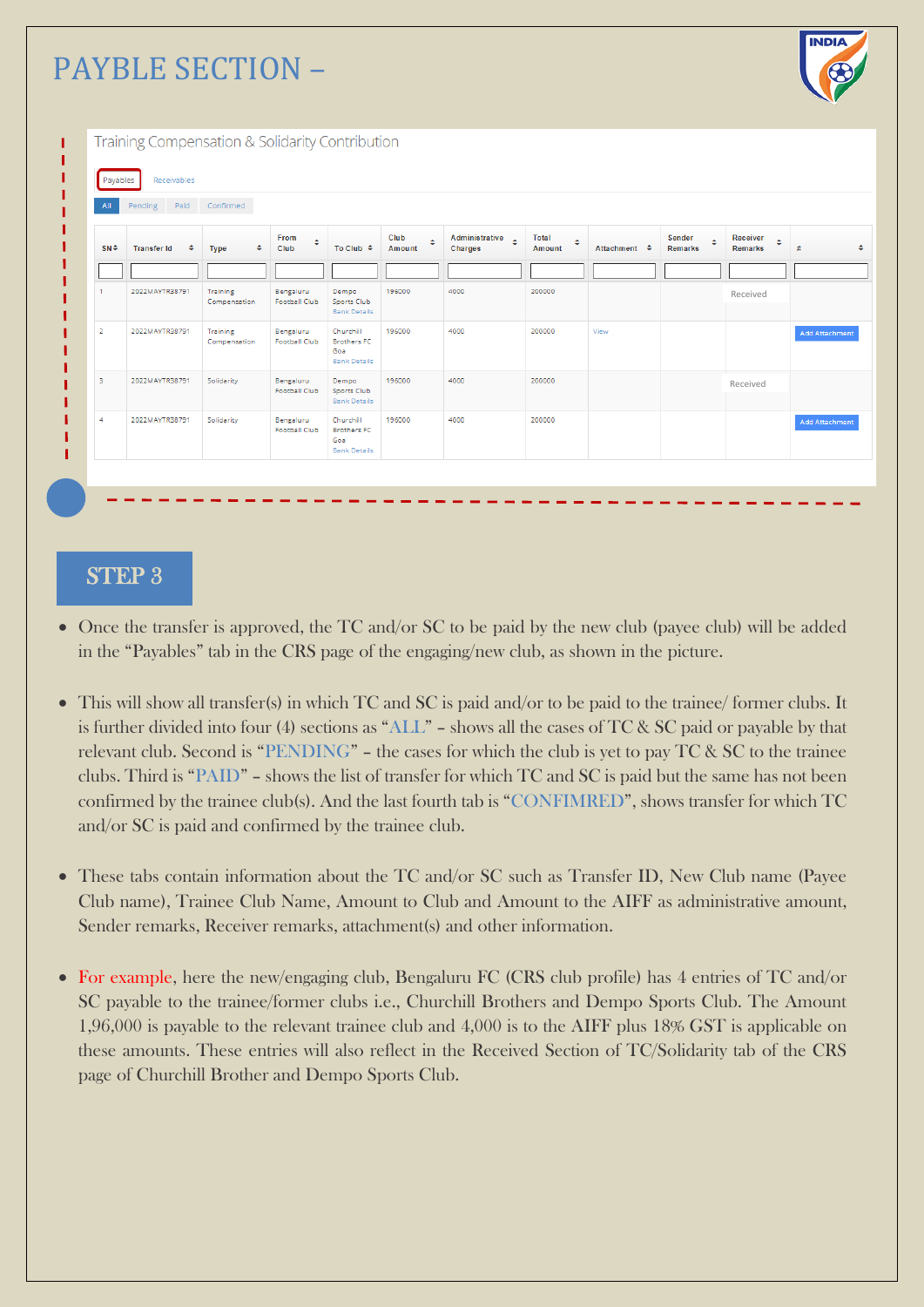# PAYBLE SECTION –

## Training Compensation & Solidarity Contribution

Payables | Receivables

All | Pending | Paid | Confirmed

| SN | Transfer Id | Type | From Club | To Club | Club Amount | Administrative Charges | Total Amount | Attachment | Sender Remarks | Receiver Remarks | # |
|---|---|---|---|---|---|---|---|---|---|---|---|
| 1 | 2022MAYTR38791 | Training Compensation | Bengaluru Football Club | Dempo Sports Club Bank Details | 196000 | 4000 | 200000 | | | Received | |
| 2 | 2022MAYTR38791 | Training Compensation | Bengaluru Football Club | Churchill Brothers FC Goa Bank Details | 196000 | 4000 | 200000 | View | | | Add Attachment |
| 3 | 2022MAYTR38791 | Solidarity | Bengaluru Football Club | Dempo Sports Club Bank Details | 196000 | 4000 | 200000 | | | Received | |
| 4 | 2022MAYTR38791 | Solidarity | Bengaluru Football Club | Churchill Brothers FC Goa Bank Details | 196000 | 4000 | 200000 | | | | Add Attachment |

## STEP 3

- Once the transfer is approved, the TC and/or SC to be paid by the new club (payee club) will be added in the "Payables" tab in the CRS page of the engaging/new club, as shown in the picture.
- This will show all transfer(s) in which TC and SC is paid and/or to be paid to the trainee/ former clubs. It is further divided into four (4) sections as "ALL" – shows all the cases of TC & SC paid or payable by that relevant club. Second is "PENDING" – the cases for which the club is yet to pay TC & SC to the trainee clubs. Third is "PAID" – shows the list of transfer for which TC and SC is paid but the same has not been confirmed by the trainee club(s). And the last fourth tab is "CONFIMRED", shows transfer for which TC and/or SC is paid and confirmed by the trainee club.
- These tabs contain information about the TC and/or SC such as Transfer ID, New Club name (Payee Club name), Trainee Club Name, Amount to Club and Amount to the AIFF as administrative amount, Sender remarks, Receiver remarks, attachment(s) and other information.
- For example, here the new/engaging club, Bengaluru FC (CRS club profile) has 4 entries of TC and/or SC payable to the trainee/former clubs i.e., Churchill Brothers and Dempo Sports Club. The Amount 1,96,000 is payable to the relevant trainee club and 4,000 is to the AIFF plus 18% GST is applicable on these amounts. These entries will also reflect in the Received Section of TC/Solidarity tab of the CRS page of Churchill Brother and Dempo Sports Club.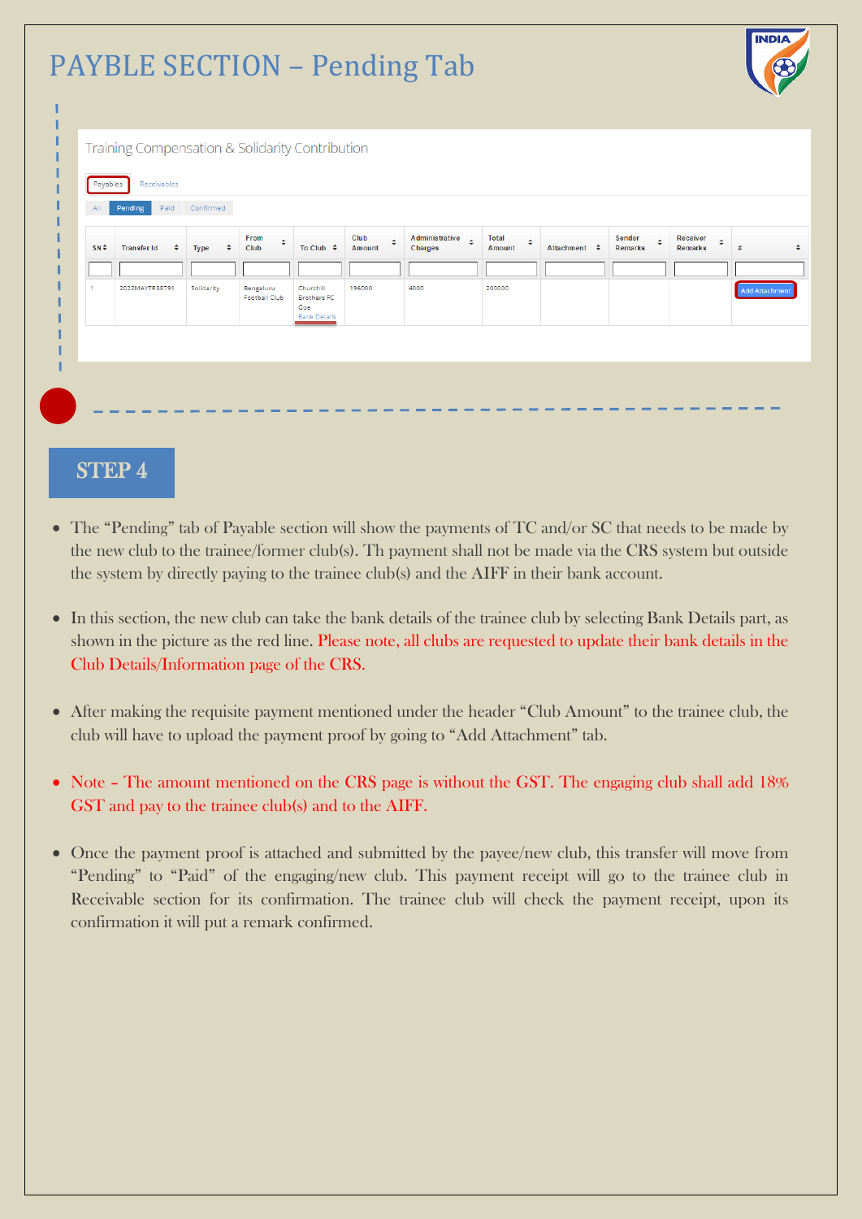# PAYBLE SECTION – Pending Tab

Training Compensation & Solidarity Contribution

Payables | Receivables

All | Pending | Paid | Confirmed

| SN | Transfer Id | Type | From Club | To Club | Club Amount | Administrative Charges | Total Amount | Attachment | Sender Remarks | Receiver Remarks | # |
|---|---|---|---|---|---|---|---|---|---|---|---|
| 1 | 2022MAYTR38791 | Solidarity | Bengaluru Football Club | Churchill Brothers FC Goa Bank Details | 196000 | 4000 | 200000 | | | | Add Attachment |

## STEP 4

- The "Pending" tab of Payable section will show the payments of TC and/or SC that needs to be made by the new club to the trainee/former club(s). Th payment shall not be made via the CRS system but outside the system by directly paying to the trainee club(s) and the AIFF in their bank account.
- In this section, the new club can take the bank details of the trainee club by selecting Bank Details part, as shown in the picture as the red line. Please note, all clubs are requested to update their bank details in the Club Details/Information page of the CRS.
- After making the requisite payment mentioned under the header "Club Amount" to the trainee club, the club will have to upload the payment proof by going to "Add Attachment" tab.
- Note – The amount mentioned on the CRS page is without the GST. The engaging club shall add 18% GST and pay to the trainee club(s) and to the AIFF.
- Once the payment proof is attached and submitted by the payee/new club, this transfer will move from "Pending" to "Paid" of the engaging/new club. This payment receipt will go to the trainee club in Receivable section for its confirmation. The trainee club will check the payment receipt, upon its confirmation it will put a remark confirmed.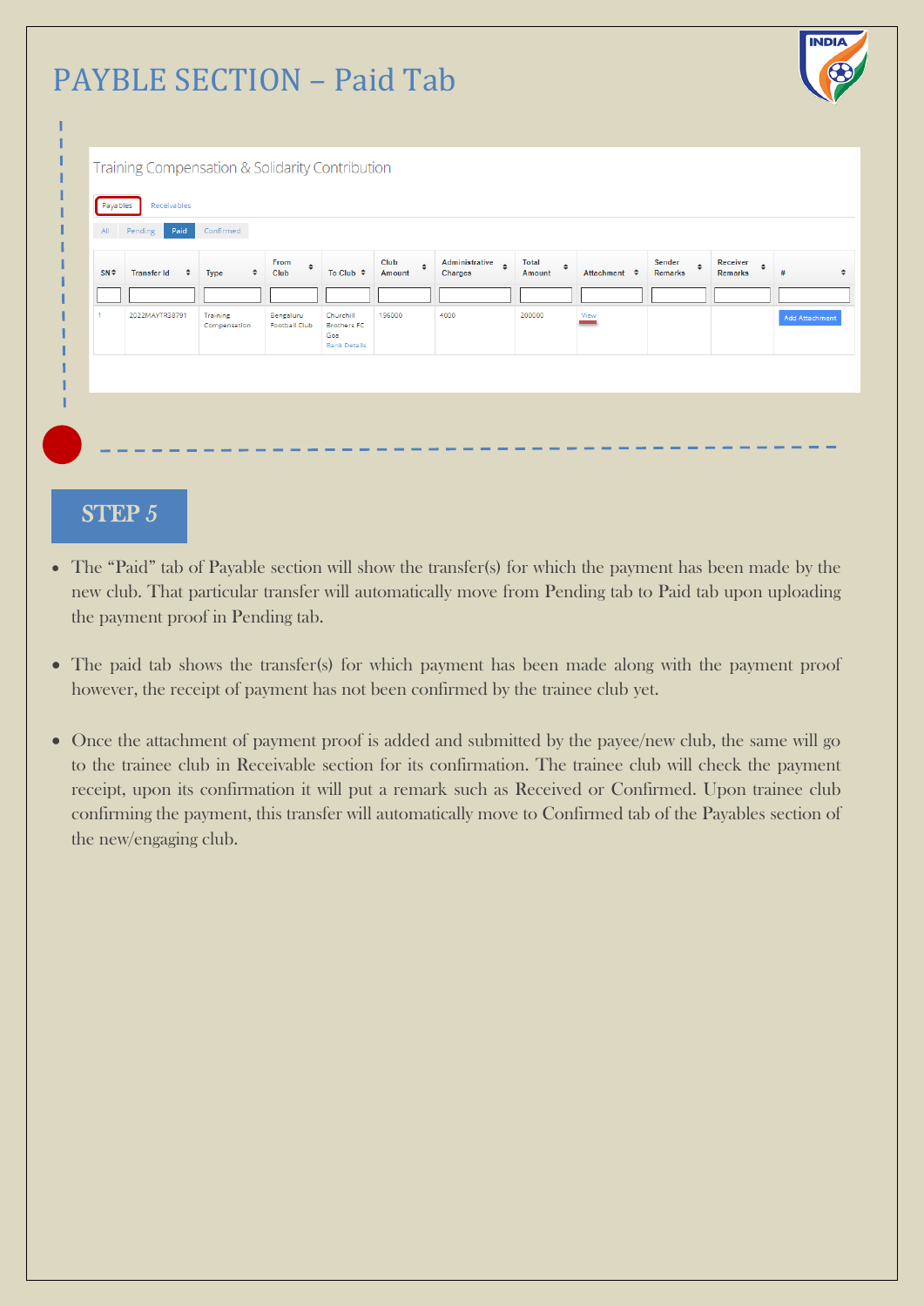# PAYBLE SECTION – Paid Tab

Training Compensation & Solidarity Contribution

Payables | Receivables

All | Pending | Paid | Confirmed

| SN | Transfer Id | Type | From Club | To Club | Club Amount | Administrative Charges | Total Amount | Attachment | Sender Remarks | Receiver Remarks | # |
|---|---|---|---|---|---|---|---|---|---|---|---|
| 1 | 2022MAYTR38791 | Training Compensation | Bengaluru Football Club | Churchill Brothers FC Goa Bank Details | 196000 | 4000 | 200000 | View | | | Add Attachment |

## STEP 5

- The "Paid" tab of Payable section will show the transfer(s) for which the payment has been made by the new club. That particular transfer will automatically move from Pending tab to Paid tab upon uploading the payment proof in Pending tab.
- The paid tab shows the transfer(s) for which payment has been made along with the payment proof however, the receipt of payment has not been confirmed by the trainee club yet.
- Once the attachment of payment proof is added and submitted by the payee/new club, the same will go to the trainee club in Receivable section for its confirmation. The trainee club will check the payment receipt, upon its confirmation it will put a remark such as Received or Confirmed. Upon trainee club confirming the payment, this transfer will automatically move to Confirmed tab of the Payables section of the new/engaging club.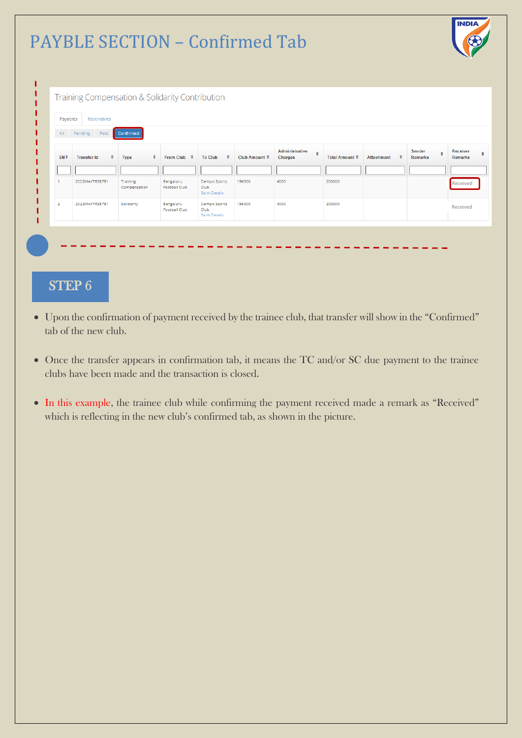# PAYBLE SECTION – Confirmed Tab

## Training Compensation & Solidarity Contribution

Payables | Receivables

All | Pending | Paid | Confirmed

| SN | Transfer Id | Type | From Club | To Club | Club Amount | Administrative Charges | Total Amount | Attachment | Sender Remarks | Receiver Remarks |
|---|---|---|---|---|---|---|---|---|---|---|
| 1 | 2022MAYTR38791 | Training Compensation | Bengaluru Football Club | Dempo Sports Club Bank Details | 196000 | 4000 | 200000 | | | Received |
| 2 | 2022MAYTR38791 | Solidarity | Bengaluru Football Club | Dempo Sports Club Bank Details | 196000 | 4000 | 200000 | | | Received |

## STEP 6

- Upon the confirmation of payment received by the trainee club, that transfer will show in the "Confirmed" tab of the new club.
- Once the transfer appears in confirmation tab, it means the TC and/or SC due payment to the trainee clubs have been made and the transaction is closed.
- In this example, the trainee club while confirming the payment received made a remark as "Received" which is reflecting in the new club's confirmed tab, as shown in the picture.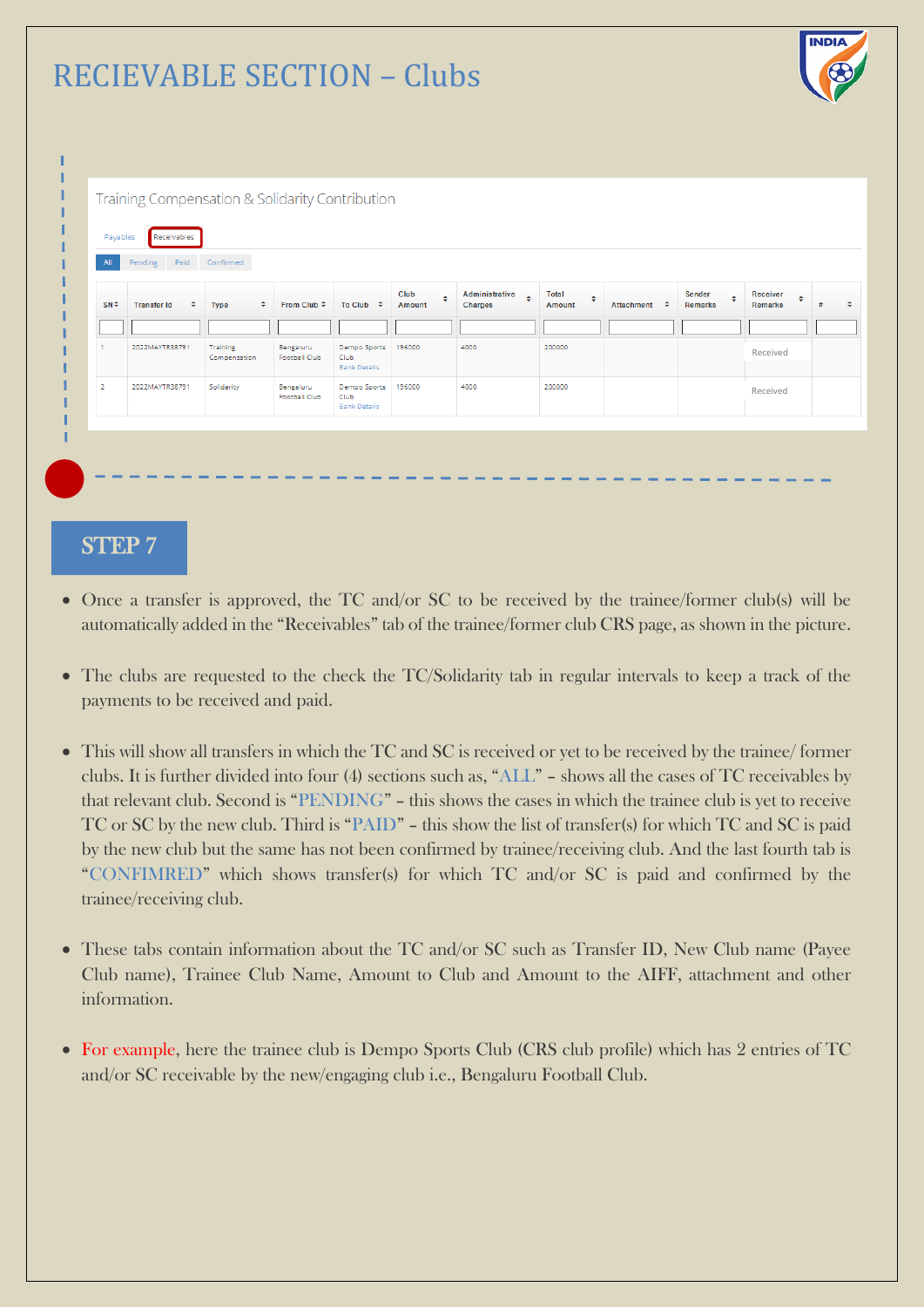# RECIEVABLE SECTION – Clubs

Training Compensation & Solidarity Contribution

Payables | Receivables

All | Pending | Paid | Confirmed

| SN | Transfer Id | Type | From Club | To Club | Club Amount | Administrative Charges | Total Amount | Attachment | Sender Remarks | Receiver Remarks | # |
|---|---|---|---|---|---|---|---|---|---|---|---|
| 1 | 2022MAYTR38791 | Training Compensation | Bengaluru Football Club | Dempo Sports Club Bank Details | 196000 | 4000 | 200000 | | | Received | |
| 2 | 2022MAYTR38791 | Solidarity | Bengaluru Football Club | Dempo Sports Club Bank Details | 196000 | 4000 | 200000 | | | Received | |

## STEP 7

- Once a transfer is approved, the TC and/or SC to be received by the trainee/former club(s) will be automatically added in the "Receivables" tab of the trainee/former club CRS page, as shown in the picture.
- The clubs are requested to the check the TC/Solidarity tab in regular intervals to keep a track of the payments to be received and paid.
- This will show all transfers in which the TC and SC is received or yet to be received by the trainee/ former clubs. It is further divided into four (4) sections such as, "ALL" – shows all the cases of TC receivables by that relevant club. Second is "PENDING" – this shows the cases in which the trainee club is yet to receive TC or SC by the new club. Third is "PAID" – this show the list of transfer(s) for which TC and SC is paid by the new club but the same has not been confirmed by trainee/receiving club. And the last fourth tab is "CONFIMRED" which shows transfer(s) for which TC and/or SC is paid and confirmed by the trainee/receiving club.
- These tabs contain information about the TC and/or SC such as Transfer ID, New Club name (Payee Club name), Trainee Club Name, Amount to Club and Amount to the AIFF, attachment and other information.
- For example, here the trainee club is Dempo Sports Club (CRS club profile) which has 2 entries of TC and/or SC receivable by the new/engaging club i.e., Bengaluru Football Club.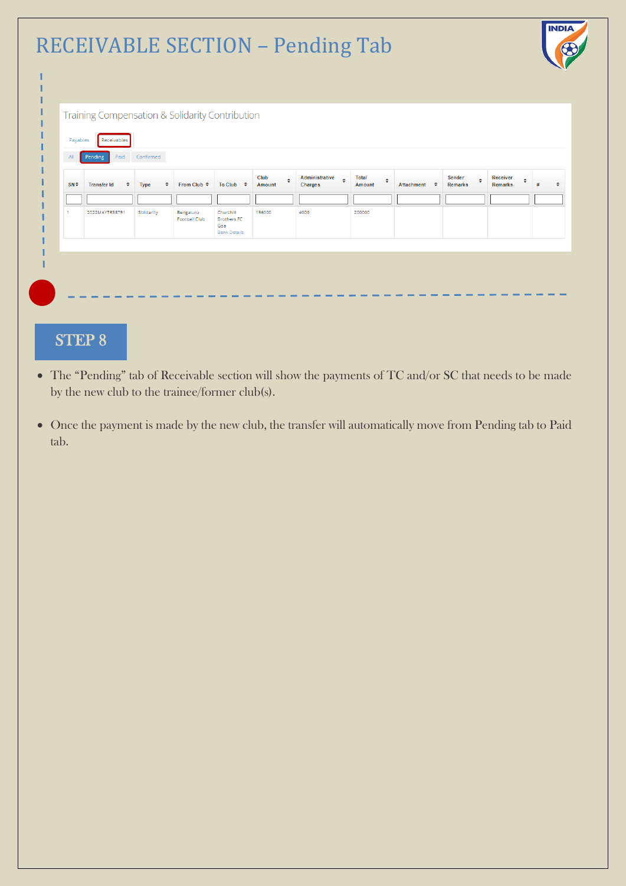# RECEIVABLE SECTION – Pending Tab

Training Compensation & Solidarity Contribution

Payables | Receivables

All | Pending | Paid | Confirmed

| SN | Transfer Id | Type | From Club | To Club | Club Amount | Administrative Charges | Total Amount | Attachment | Sender Remarks | Receiver Remarks | # |
|---|---|---|---|---|---|---|---|---|---|---|---|
| 1 | 2022MAYTR38791 | Solidarity | Bengaluru Football Club | Churchill Brothers FC Goa Bank Details | 196000 | 4000 | 200000 | | | | |

## STEP 8

- The "Pending" tab of Receivable section will show the payments of TC and/or SC that needs to be made by the new club to the trainee/former club(s).
- Once the payment is made by the new club, the transfer will automatically move from Pending tab to Paid tab.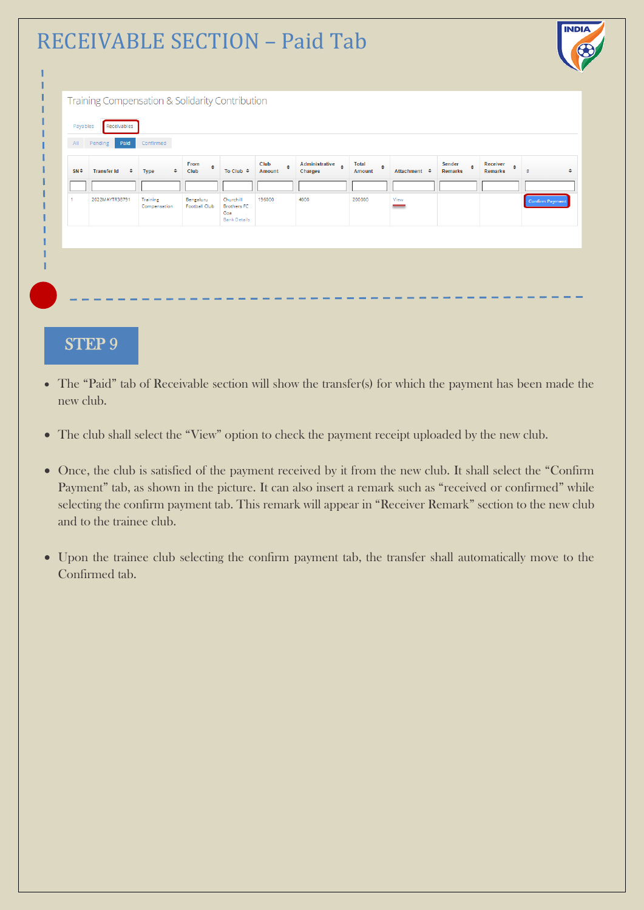# RECEIVABLE SECTION – Paid Tab

Training Compensation & Solidarity Contribution

Payables | Receivables

All | Pending | Paid | Confirmed

| SN | Transfer Id | Type | From Club | To Club | Club Amount | Administrative Charges | Total Amount | Attachment | Sender Remarks | Receiver Remarks | # |
|---|---|---|---|---|---|---|---|---|---|---|---|
| 1 | 2022MAYTR38791 | Training Compensation | Bengaluru Football Club | Churchill Brothers FC Goa Bank Details | 196000 | 4000 | 200000 | View | | | Confirm Payment |

## STEP 9

- The "Paid" tab of Receivable section will show the transfer(s) for which the payment has been made the new club.
- The club shall select the "View" option to check the payment receipt uploaded by the new club.
- Once, the club is satisfied of the payment received by it from the new club. It shall select the "Confirm Payment" tab, as shown in the picture. It can also insert a remark such as "received or confirmed" while selecting the confirm payment tab. This remark will appear in "Receiver Remark" section to the new club and to the trainee club.
- Upon the trainee club selecting the confirm payment tab, the transfer shall automatically move to the Confirmed tab.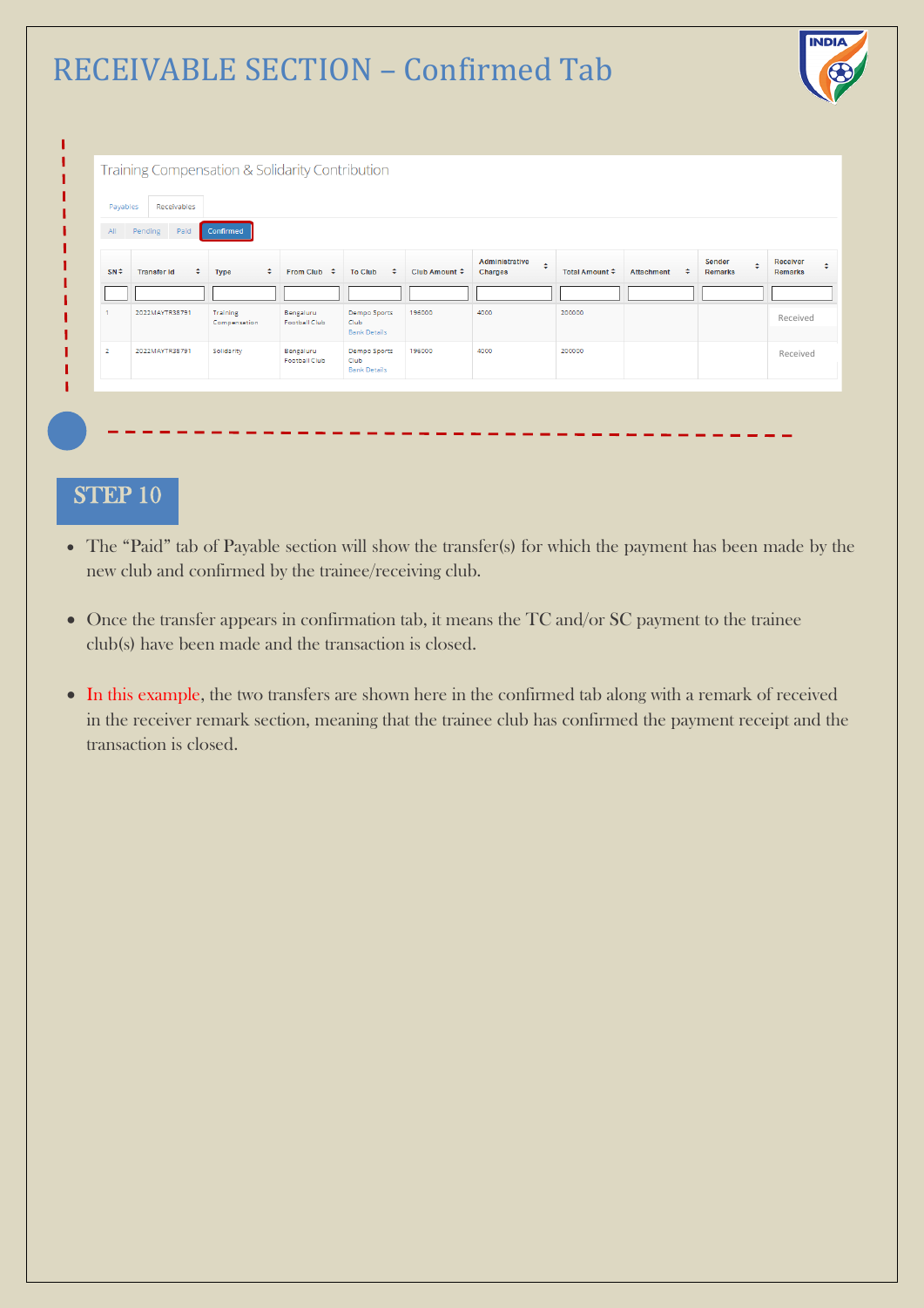# RECEIVABLE SECTION – Confirmed Tab

Training Compensation & Solidarity Contribution

Payables | Receivables

All | Pending | Paid | Confirmed

| SN | Transfer Id | Type | From Club | To Club | Club Amount | Administrative Charges | Total Amount | Attachment | Sender Remarks | Receiver Remarks |
|---|---|---|---|---|---|---|---|---|---|---|
| 1 | 2022MAYTR38791 | Training Compensation | Bengaluru Football Club | Dempo Sports Club Bank Details | 196000 | 4000 | 200000 | | | Received |
| 2 | 2022MAYTR38791 | Solidarity | Bengaluru Football Club | Dempo Sports Club Bank Details | 196000 | 4000 | 200000 | | | Received |

## STEP 10

- The "Paid" tab of Payable section will show the transfer(s) for which the payment has been made by the new club and confirmed by the trainee/receiving club.
- Once the transfer appears in confirmation tab, it means the TC and/or SC payment to the trainee club(s) have been made and the transaction is closed.
- In this example, the two transfers are shown here in the confirmed tab along with a remark of received in the receiver remark section, meaning that the trainee club has confirmed the payment receipt and the transaction is closed.